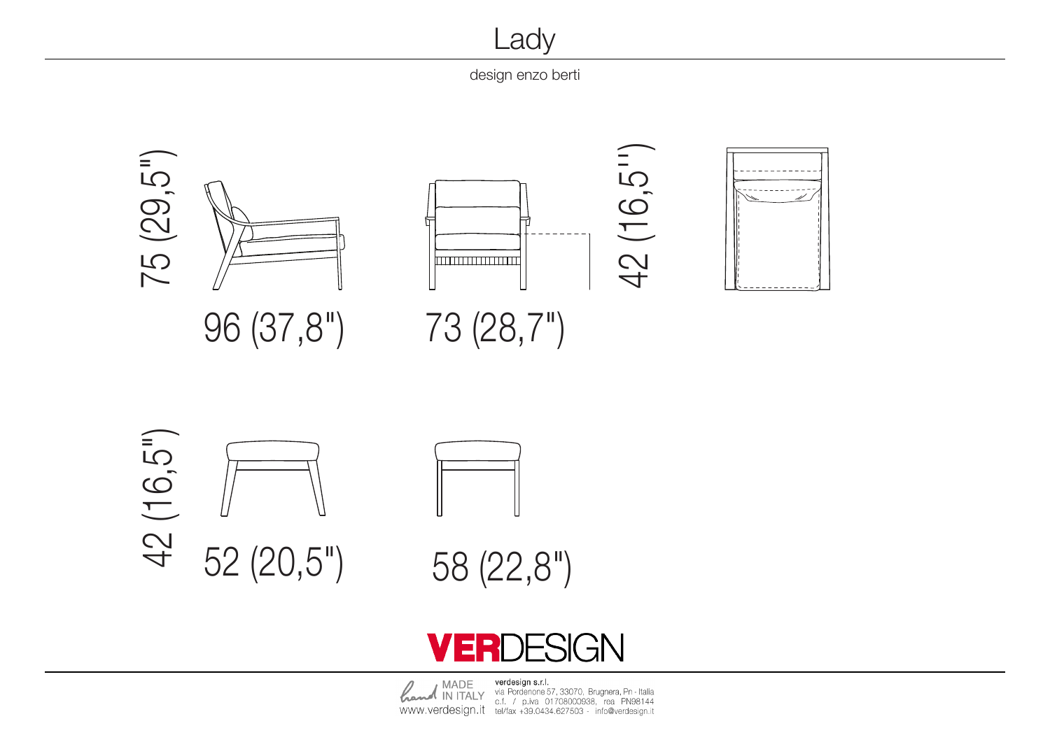# Lady

design enzo berti

75 (29,5")

96 (37,8")

73 (28,7")

42 (16,5")

42 (16,5")

52 (20,5")

58 (22,8")

VERDESIGN

MADE IN ITALY

www.verdesign.it

verdesign s.r.l.
via Pordenone 57, 33070, Brugnera, Pn - Italia
c.f. / p.iva 01708000938, rea PN98144
tel/fax +39.0434.627503 - info@verdesign.it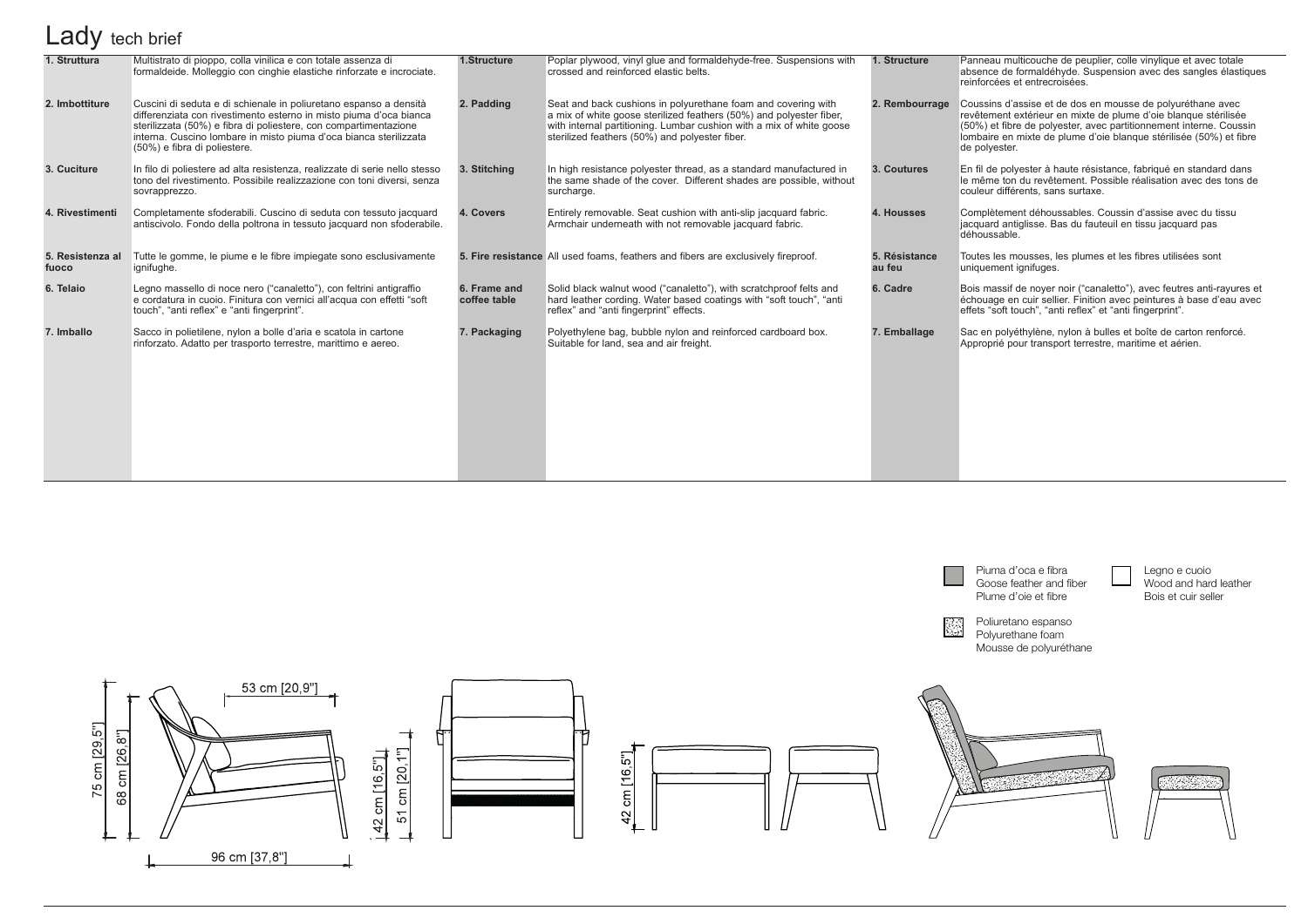# Lady tech brief

| | | | | | |
|---|---|---|---|---|---|
| **1. Struttura** | Multistrato di pioppo, colla vinilica e con totale assenza di formaldeide. Molleggio con cinghie elastiche rinforzate e incrociate. | **1.Structure** | Poplar plywood, vinyl glue and formaldehyde-free. Suspensions with crossed and reinforced elastic belts. | **1. Structure** | Panneau multicouche de peuplier, colle vinylique et avec totale absence de formaldéhyde. Suspension avec des sangles élastiques reinforcées et entrecroisées. |
| **2. Imbottiture** | Cuscini di seduta e di schienale in poliuretano espanso a densità differenziata con rivestimento esterno in misto piuma d'oca bianca sterilizzata (50%) e fibra di poliestere, con compartimentazione interna. Cuscino lombare in misto piuma d'oca bianca sterilizzata (50%) e fibra di poliestere. | **2. Padding** | Seat and back cushions in polyurethane foam and covering with a mix of white goose sterilized feathers (50%) and polyester fiber, with internal partitioning. Lumbar cushion with a mix of white goose sterilized feathers (50%) and polyester fiber. | **2. Rembourrage** | Coussins d'assise et de dos en mousse de polyuréthane avec revêtement extérieur en mixte de plume d'oie blanque stérilisée (50%) et fibre de polyester, avec partitionnement interne. Coussin lombaire en mixte de plume d'oie blanque stérilisée (50%) et fibre de polyester. |
| **3. Cuciture** | In filo di poliestere ad alta resistenza, realizzate di serie nello stesso tono del rivestimento. Possibile realizzazione con toni diversi, senza sovrapprezzo. | **3. Stitching** | In high resistance polyester thread, as a standard manufactured in the same shade of the cover. Different shades are possible, without surcharge. | **3. Coutures** | En fil de polyester à haute résistance, fabriqué en standard dans le même ton du revêtement. Possible réalisation avec des tons de couleur différents, sans surtaxe. |
| **4. Rivestimenti** | Completamente sfoderabili. Cuscino di seduta con tessuto jacquard antiscivolo. Fondo della poltrona in tessuto jacquard non sfoderabile. | **4. Covers** | Entirely removable. Seat cushion with anti-slip jacquard fabric. Armchair underneath with not removable jacquard fabric. | **4. Housses** | Complètement déhoussables. Coussin d'assise avec du tissu jacquard antiglisse. Bas du fauteuil en tissu jacquard pas déhoussable. |
| **5. Resistenza al fuoco** | Tutte le gomme, le piume e le fibre impiegate sono esclusivamente ignifughe. | **5. Fire resistance** | All used foams, feathers and fibers are exclusively fireproof. | **5. Résistance au feu** | Toutes les mousses, les plumes et les fibres utilisées sont uniquement ignifuges. |
| **6. Telaio** | Legno massello di noce nero ("canaletto"), con feltrini antigraffio e cordatura in cuoio. Finitura con vernici all'acqua con effetti "soft touch", "anti reflex" e "anti fingerprint". | **6. Frame and coffee table** | Solid black walnut wood ("canaletto"), with scratchproof felts and hard leather cording. Water based coatings with "soft touch", "anti reflex" and "anti fingerprint" effects. | **6. Cadre** | Bois massif de noyer noir ("canaletto"), avec feutres anti-rayures et échouage en cuir sellier. Finition avec peintures à base d'eau avec effets "soft touch", "anti reflex" et "anti fingerprint". |
| **7. Imballo** | Sacco in polietilene, nylon a bolle d'aria e scatola in cartone rinforzato. Adatto per trasporto terrestre, marittimo e aereo. | **7. Packaging** | Polyethylene bag, bubble nylon and reinforced cardboard box. Suitable for land, sea and air freight. | **7. Emballage** | Sac en polyéthylène, nylon à bulles et boîte de carton renforcé. Approprié pour transport terrestre, maritime et aérien. |

Piuma d'oca e fibra
Goose feather and fiber
Plume d'oie et fibre

Legno e cuoio
Wood and hard leather
Bois et cuir seller

Poliuretano espanso
Polyurethane foam
Mousse de polyuréthane

53 cm [20,9"]
75 cm [29,5"]
68 cm [26,8"]
42 cm [16,5"]
51 cm [20,1"]
96 cm [37,8"]
42 cm [16,5"]